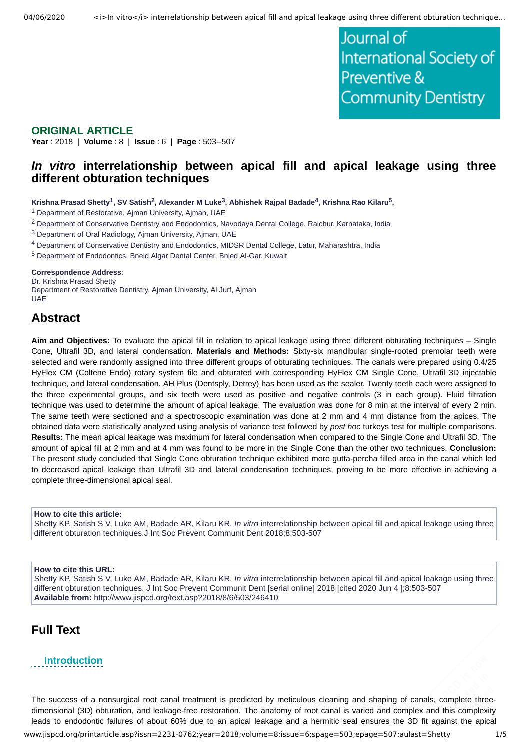Journal of International Society of Preventive & Community Dentistry

**ORIGINAL ARTICLE**

**Year** : 2018 | **Volume** : 8 | **Issue** : 6 | **Page** : 503--507

# *In vitro* interrelationship between apical fill and apical leakage using three different obturation techniques

**Krishna Prasad Shetty[1], SV Satish[2], Alexander M Luke[3], Abhishek Rajpal Badade[4], Krishna Rao Kilaru[5],**

[1] Department of Restorative, Ajman University, Ajman, UAE
[2] Department of Conservative Dentistry and Endodontics, Navodaya Dental College, Raichur, Karnataka, India
[3] Department of Oral Radiology, Ajman University, Ajman, UAE
[4] Department of Conservative Dentistry and Endodontics, MIDSR Dental College, Latur, Maharashtra, India
[5] Department of Endodontics, Bneid Algar Dental Center, Bnied Al-Gar, Kuwait

**Correspondence Address**:
Dr. Krishna Prasad Shetty
Department of Restorative Dentistry, Ajman University, Al Jurf, Ajman
UAE

## Abstract

**Aim and Objectives:** To evaluate the apical fill in relation to apical leakage using three different obturating techniques – Single Cone, Ultrafil 3D, and lateral condensation. **Materials and Methods:** Sixty-six mandibular single-rooted premolar teeth were selected and were randomly assigned into three different groups of obturating techniques. The canals were prepared using 0.4/25 HyFlex CM (Coltene Endo) rotary system file and obturated with corresponding HyFlex CM Single Cone, Ultrafil 3D injectable technique, and lateral condensation. AH Plus (Dentsply, Detrey) has been used as the sealer. Twenty teeth each were assigned to the three experimental groups, and six teeth were used as positive and negative controls (3 in each group). Fluid filtration technique was used to determine the amount of apical leakage. The evaluation was done for 8 min at the interval of every 2 min. The same teeth were sectioned and a spectroscopic examination was done at 2 mm and 4 mm distance from the apices. The obtained data were statistically analyzed using analysis of variance test followed by *post hoc* turkeys test for multiple comparisons. **Results:** The mean apical leakage was maximum for lateral condensation when compared to the Single Cone and Ultrafil 3D. The amount of apical fill at 2 mm and at 4 mm was found to be more in the Single Cone than the other two techniques. **Conclusion:** The present study concluded that Single Cone obturation technique exhibited more gutta-percha filled area in the canal which led to decreased apical leakage than Ultrafil 3D and lateral condensation techniques, proving to be more effective in achieving a complete three-dimensional apical seal.

**How to cite this article:**
Shetty KP, Satish S V, Luke AM, Badade AR, Kilaru KR. *In vitro* interrelationship between apical fill and apical leakage using three different obturation techniques.J Int Soc Prevent Communit Dent 2018;8:503-507

**How to cite this URL:**
Shetty KP, Satish S V, Luke AM, Badade AR, Kilaru KR. *In vitro* interrelationship between apical fill and apical leakage using three different obturation techniques. J Int Soc Prevent Communit Dent [serial online] 2018 [cited 2020 Jun 4 ];8:503-507
**Available from:** http://www.jispcd.org/text.asp?2018/8/6/503/246410

## Full Text

### Introduction

The success of a nonsurgical root canal treatment is predicted by meticulous cleaning and shaping of canals, complete three-dimensional (3D) obturation, and leakage-free restoration. The anatomy of root canal is varied and complex and this complexity leads to endodontic failures of about 60% due to an apical leakage and a hermitic seal ensures the 3D fit against the apical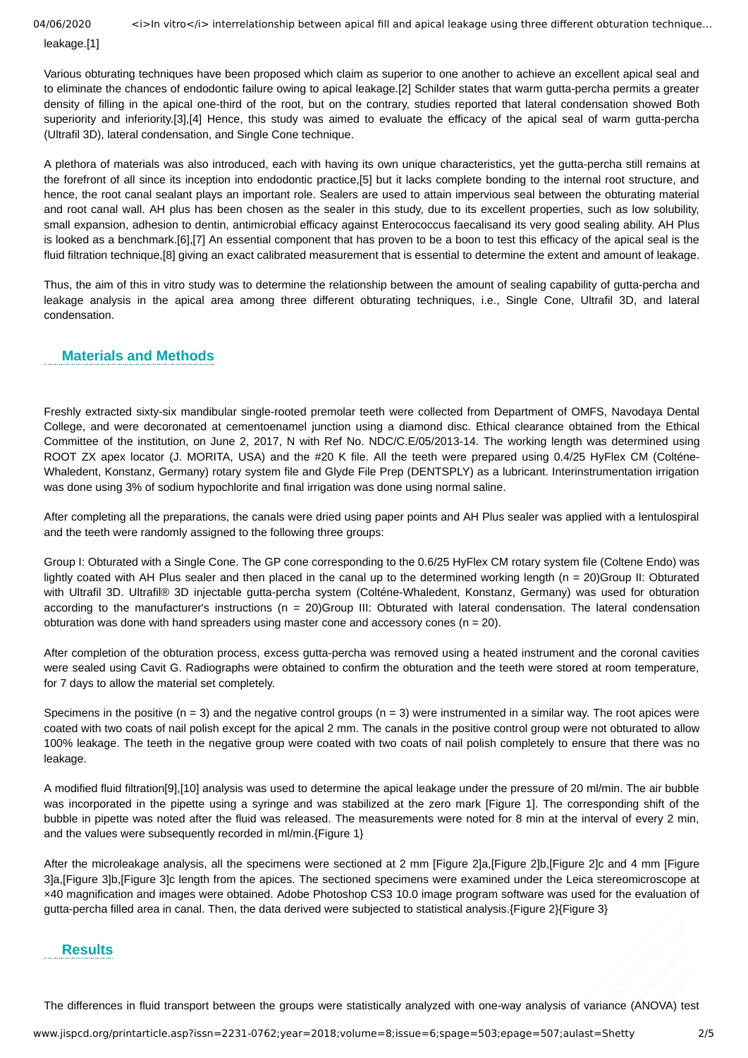leakage.[1]

Various obturating techniques have been proposed which claim as superior to one another to achieve an excellent apical seal and to eliminate the chances of endodontic failure owing to apical leakage.[2] Schilder states that warm gutta-percha permits a greater density of filling in the apical one-third of the root, but on the contrary, studies reported that lateral condensation showed Both superiority and inferiority.[3],[4] Hence, this study was aimed to evaluate the efficacy of the apical seal of warm gutta-percha (Ultrafil 3D), lateral condensation, and Single Cone technique.

A plethora of materials was also introduced, each with having its own unique characteristics, yet the gutta-percha still remains at the forefront of all since its inception into endodontic practice,[5] but it lacks complete bonding to the internal root structure, and hence, the root canal sealant plays an important role. Sealers are used to attain impervious seal between the obturating material and root canal wall. AH plus has been chosen as the sealer in this study, due to its excellent properties, such as low solubility, small expansion, adhesion to dentin, antimicrobial efficacy against Enterococcus faecalisand its very good sealing ability. AH Plus is looked as a benchmark.[6],[7] An essential component that has proven to be a boon to test this efficacy of the apical seal is the fluid filtration technique,[8] giving an exact calibrated measurement that is essential to determine the extent and amount of leakage.

Thus, the aim of this in vitro study was to determine the relationship between the amount of sealing capability of gutta-percha and leakage analysis in the apical area among three different obturating techniques, i.e., Single Cone, Ultrafil 3D, and lateral condensation.

## Materials and Methods

Freshly extracted sixty-six mandibular single-rooted premolar teeth were collected from Department of OMFS, Navodaya Dental College, and were decoronated at cementoenamel junction using a diamond disc. Ethical clearance obtained from the Ethical Committee of the institution, on June 2, 2017, N with Ref No. NDC/C.E/05/2013-14. The working length was determined using ROOT ZX apex locator (J. MORITA, USA) and the #20 K file. All the teeth were prepared using 0.4/25 HyFlex CM (Colténe-Whaledent, Konstanz, Germany) rotary system file and Glyde File Prep (DENTSPLY) as a lubricant. Interinstrumentation irrigation was done using 3% of sodium hypochlorite and final irrigation was done using normal saline.

After completing all the preparations, the canals were dried using paper points and AH Plus sealer was applied with a lentulospiral and the teeth were randomly assigned to the following three groups:

Group I: Obturated with a Single Cone. The GP cone corresponding to the 0.6/25 HyFlex CM rotary system file (Coltene Endo) was lightly coated with AH Plus sealer and then placed in the canal up to the determined working length (n = 20)Group II: Obturated with Ultrafil 3D. Ultrafil® 3D injectable gutta-percha system (Colténe-Whaledent, Konstanz, Germany) was used for obturation according to the manufacturer's instructions (n = 20)Group III: Obturated with lateral condensation. The lateral condensation obturation was done with hand spreaders using master cone and accessory cones (n = 20).

After completion of the obturation process, excess gutta-percha was removed using a heated instrument and the coronal cavities were sealed using Cavit G. Radiographs were obtained to confirm the obturation and the teeth were stored at room temperature, for 7 days to allow the material set completely.

Specimens in the positive (n = 3) and the negative control groups (n = 3) were instrumented in a similar way. The root apices were coated with two coats of nail polish except for the apical 2 mm. The canals in the positive control group were not obturated to allow 100% leakage. The teeth in the negative group were coated with two coats of nail polish completely to ensure that there was no leakage.

A modified fluid filtration[9],[10] analysis was used to determine the apical leakage under the pressure of 20 ml/min. The air bubble was incorporated in the pipette using a syringe and was stabilized at the zero mark [Figure 1]. The corresponding shift of the bubble in pipette was noted after the fluid was released. The measurements were noted for 8 min at the interval of every 2 min, and the values were subsequently recorded in ml/min.{Figure 1}

After the microleakage analysis, all the specimens were sectioned at 2 mm [Figure 2]a,[Figure 2]b,[Figure 2]c and 4 mm [Figure 3]a,[Figure 3]b,[Figure 3]c length from the apices. The sectioned specimens were examined under the Leica stereomicroscope at ×40 magnification and images were obtained. Adobe Photoshop CS3 10.0 image program software was used for the evaluation of gutta-percha filled area in canal. Then, the data derived were subjected to statistical analysis.{Figure 2}{Figure 3}

## Results

The differences in fluid transport between the groups were statistically analyzed with one-way analysis of variance (ANOVA) test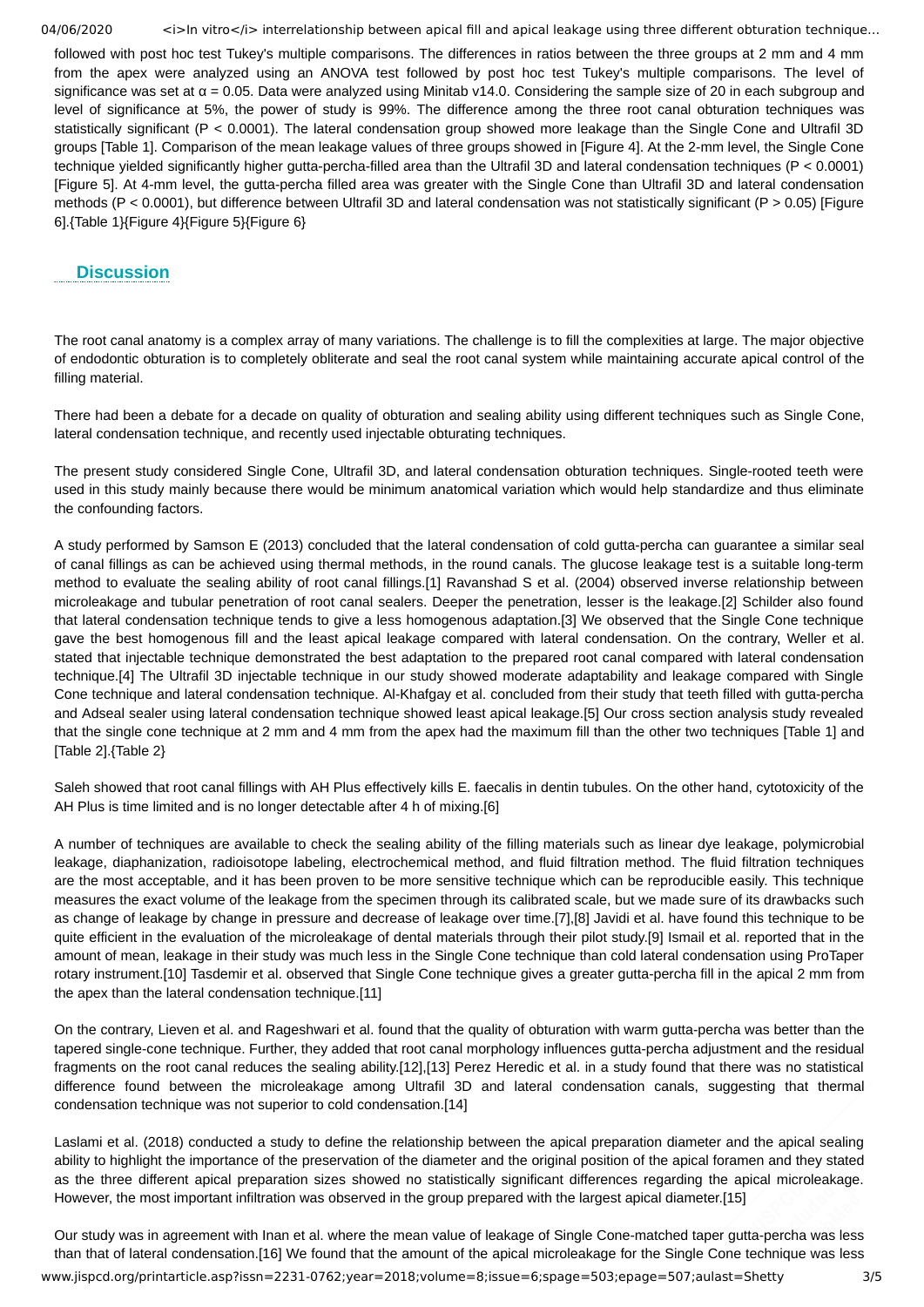followed with post hoc test Tukey's multiple comparisons. The differences in ratios between the three groups at 2 mm and 4 mm from the apex were analyzed using an ANOVA test followed by post hoc test Tukey's multiple comparisons. The level of significance was set at $\alpha = 0.05$. Data were analyzed using Minitab v14.0. Considering the sample size of 20 in each subgroup and level of significance at 5%, the power of study is 99%. The difference among the three root canal obturation techniques was statistically significant ($P < 0.0001$). The lateral condensation group showed more leakage than the Single Cone and Ultrafil 3D groups [Table 1]. Comparison of the mean leakage values of three groups showed in [Figure 4]. At the 2-mm level, the Single Cone technique yielded significantly higher gutta-percha-filled area than the Ultrafil 3D and lateral condensation techniques ($P < 0.0001$) [Figure 5]. At 4-mm level, the gutta-percha filled area was greater with the Single Cone than Ultrafil 3D and lateral condensation methods ($P < 0.0001$), but difference between Ultrafil 3D and lateral condensation was not statistically significant ($P > 0.05$) [Figure 6].{Table 1}{Figure 4}{Figure 5}{Figure 6}

## Discussion

The root canal anatomy is a complex array of many variations. The challenge is to fill the complexities at large. The major objective of endodontic obturation is to completely obliterate and seal the root canal system while maintaining accurate apical control of the filling material.

There had been a debate for a decade on quality of obturation and sealing ability using different techniques such as Single Cone, lateral condensation technique, and recently used injectable obturating techniques.

The present study considered Single Cone, Ultrafil 3D, and lateral condensation obturation techniques. Single-rooted teeth were used in this study mainly because there would be minimum anatomical variation which would help standardize and thus eliminate the confounding factors.

A study performed by Samson E (2013) concluded that the lateral condensation of cold gutta-percha can guarantee a similar seal of canal fillings as can be achieved using thermal methods, in the round canals. The glucose leakage test is a suitable long-term method to evaluate the sealing ability of root canal fillings.[1] Ravanshad S et al. (2004) observed inverse relationship between microleakage and tubular penetration of root canal sealers. Deeper the penetration, lesser is the leakage.[2] Schilder also found that lateral condensation technique tends to give a less homogenous adaptation.[3] We observed that the Single Cone technique gave the best homogenous fill and the least apical leakage compared with lateral condensation. On the contrary, Weller et al. stated that injectable technique demonstrated the best adaptation to the prepared root canal compared with lateral condensation technique.[4] The Ultrafil 3D injectable technique in our study showed moderate adaptability and leakage compared with Single Cone technique and lateral condensation technique. Al-Khafgay et al. concluded from their study that teeth filled with gutta-percha and Adseal sealer using lateral condensation technique showed least apical leakage.[5] Our cross section analysis study revealed that the single cone technique at 2 mm and 4 mm from the apex had the maximum fill than the other two techniques [Table 1] and [Table 2].{Table 2}

Saleh showed that root canal fillings with AH Plus effectively kills E. faecalis in dentin tubules. On the other hand, cytotoxicity of the AH Plus is time limited and is no longer detectable after 4 h of mixing.[6]

A number of techniques are available to check the sealing ability of the filling materials such as linear dye leakage, polymicrobial leakage, diaphanization, radioisotope labeling, electrochemical method, and fluid filtration method. The fluid filtration techniques are the most acceptable, and it has been proven to be more sensitive technique which can be reproducible easily. This technique measures the exact volume of the leakage from the specimen through its calibrated scale, but we made sure of its drawbacks such as change of leakage by change in pressure and decrease of leakage over time.[7],[8] Javidi et al. have found this technique to be quite efficient in the evaluation of the microleakage of dental materials through their pilot study.[9] Ismail et al. reported that in the amount of mean, leakage in their study was much less in the Single Cone technique than cold lateral condensation using ProTaper rotary instrument.[10] Tasdemir et al. observed that Single Cone technique gives a greater gutta-percha fill in the apical 2 mm from the apex than the lateral condensation technique.[11]

On the contrary, Lieven et al. and Rageshwari et al. found that the quality of obturation with warm gutta-percha was better than the tapered single-cone technique. Further, they added that root canal morphology influences gutta-percha adjustment and the residual fragments on the root canal reduces the sealing ability.[12],[13] Perez Heredic et al. in a study found that there was no statistical difference found between the microleakage among Ultrafil 3D and lateral condensation canals, suggesting that thermal condensation technique was not superior to cold condensation.[14]

Laslami et al. (2018) conducted a study to define the relationship between the apical preparation diameter and the apical sealing ability to highlight the importance of the preservation of the diameter and the original position of the apical foramen and they stated as the three different apical preparation sizes showed no statistically significant differences regarding the apical microleakage. However, the most important infiltration was observed in the group prepared with the largest apical diameter.[15]

Our study was in agreement with Inan et al. where the mean value of leakage of Single Cone-matched taper gutta-percha was less than that of lateral condensation.[16] We found that the amount of the apical microleakage for the Single Cone technique was less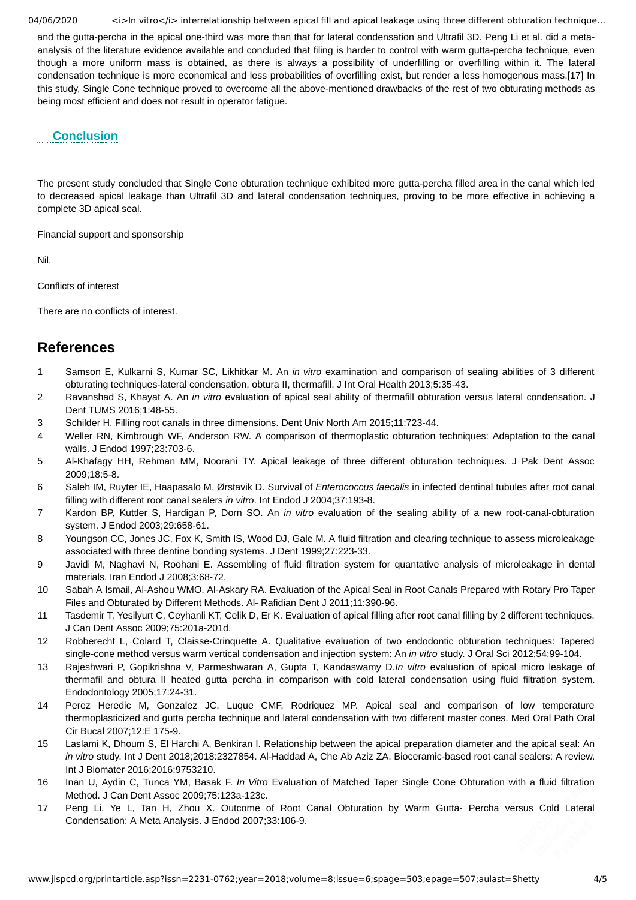and the gutta-percha in the apical one-third was more than that for lateral condensation and Ultrafil 3D. Peng Li et al. did a meta-analysis of the literature evidence available and concluded that filing is harder to control with warm gutta-percha technique, even though a more uniform mass is obtained, as there is always a possibility of underfilling or overfilling within it. The lateral condensation technique is more economical and less probabilities of overfilling exist, but render a less homogenous mass.[17] In this study, Single Cone technique proved to overcome all the above-mentioned drawbacks of the rest of two obturating methods as being most efficient and does not result in operator fatigue.

## Conclusion

The present study concluded that Single Cone obturation technique exhibited more gutta-percha filled area in the canal which led to decreased apical leakage than Ultrafil 3D and lateral condensation techniques, proving to be more effective in achieving a complete 3D apical seal.

Financial support and sponsorship

Nil.

Conflicts of interest

There are no conflicts of interest.

## References

1. Samson E, Kulkarni S, Kumar SC, Likhitkar M. An *in vitro* examination and comparison of sealing abilities of 3 different obturating techniques-lateral condensation, obtura II, thermafill. J Int Oral Health 2013;5:35-43.
2. Ravanshad S, Khayat A. An *in vitro* evaluation of apical seal ability of thermafill obturation versus lateral condensation. J Dent TUMS 2016;1:48-55.
3. Schilder H. Filling root canals in three dimensions. Dent Univ North Am 2015;11:723-44.
4. Weller RN, Kimbrough WF, Anderson RW. A comparison of thermoplastic obturation techniques: Adaptation to the canal walls. J Endod 1997;23:703-6.
5. Al-Khafagy HH, Rehman MM, Noorani TY. Apical leakage of three different obturation techniques. J Pak Dent Assoc 2009;18:5-8.
6. Saleh IM, Ruyter IE, Haapasalo M, Ørstavik D. Survival of *Enterococcus faecalis* in infected dentinal tubules after root canal filling with different root canal sealers *in vitro*. Int Endod J 2004;37:193-8.
7. Kardon BP, Kuttler S, Hardigan P, Dorn SO. An *in vitro* evaluation of the sealing ability of a new root-canal-obturation system. J Endod 2003;29:658-61.
8. Youngson CC, Jones JC, Fox K, Smith IS, Wood DJ, Gale M. A fluid filtration and clearing technique to assess microleakage associated with three dentine bonding systems. J Dent 1999;27:223-33.
9. Javidi M, Naghavi N, Roohani E. Assembling of fluid filtration system for quantative analysis of microleakage in dental materials. Iran Endod J 2008;3:68-72.
10. Sabah A Ismail, Al-Ashou WMO, Al-Askary RA. Evaluation of the Apical Seal in Root Canals Prepared with Rotary Pro Taper Files and Obturated by Different Methods. Al- Rafidian Dent J 2011;11:390-96.
11. Tasdemir T, Yesilyurt C, Ceyhanli KT, Celik D, Er K. Evaluation of apical filling after root canal filling by 2 different techniques. J Can Dent Assoc 2009;75:201a-201d.
12. Robberecht L, Colard T, Claisse-Crinquette A. Qualitative evaluation of two endodontic obturation techniques: Tapered single-cone method versus warm vertical condensation and injection system: An *in vitro* study. J Oral Sci 2012;54:99-104.
13. Rajeshwari P, Gopikrishna V, Parmeshwaran A, Gupta T, Kandaswamy D.*In vitro* evaluation of apical micro leakage of thermafil and obtura II heated gutta percha in comparison with cold lateral condensation using fluid filtration system. Endodontology 2005;17:24-31.
14. Perez Heredic M, Gonzalez JC, Luque CMF, Rodriquez MP. Apical seal and comparison of low temperature thermoplasticized and gutta percha technique and lateral condensation with two different master cones. Med Oral Path Oral Cir Bucal 2007;12:E 175-9.
15. Laslami K, Dhoum S, El Harchi A, Benkiran I. Relationship between the apical preparation diameter and the apical seal: An *in vitro* study. Int J Dent 2018;2018:2327854. Al-Haddad A, Che Ab Aziz ZA. Bioceramic-based root canal sealers: A review. Int J Biomater 2016;2016:9753210.
16. Inan U, Aydin C, Tunca YM, Basak F. *In Vitro* Evaluation of Matched Taper Single Cone Obturation with a fluid filtration Method. J Can Dent Assoc 2009;75:123a-123c.
17. Peng Li, Ye L, Tan H, Zhou X. Outcome of Root Canal Obturation by Warm Gutta- Percha versus Cold Lateral Condensation: A Meta Analysis. J Endod 2007;33:106-9.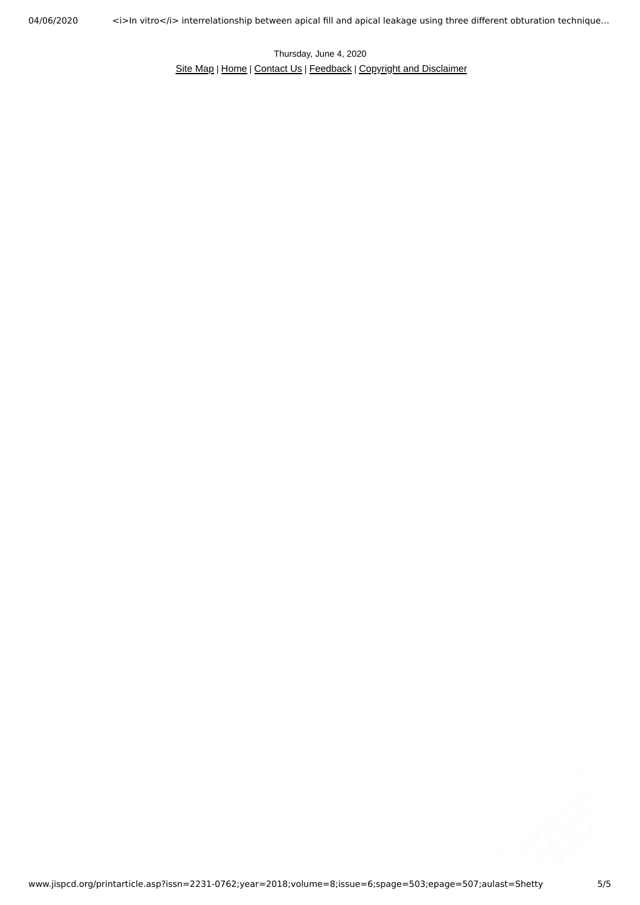Thursday, June 4, 2020

Site Map | Home | Contact Us | Feedback | Copyright and Disclaimer